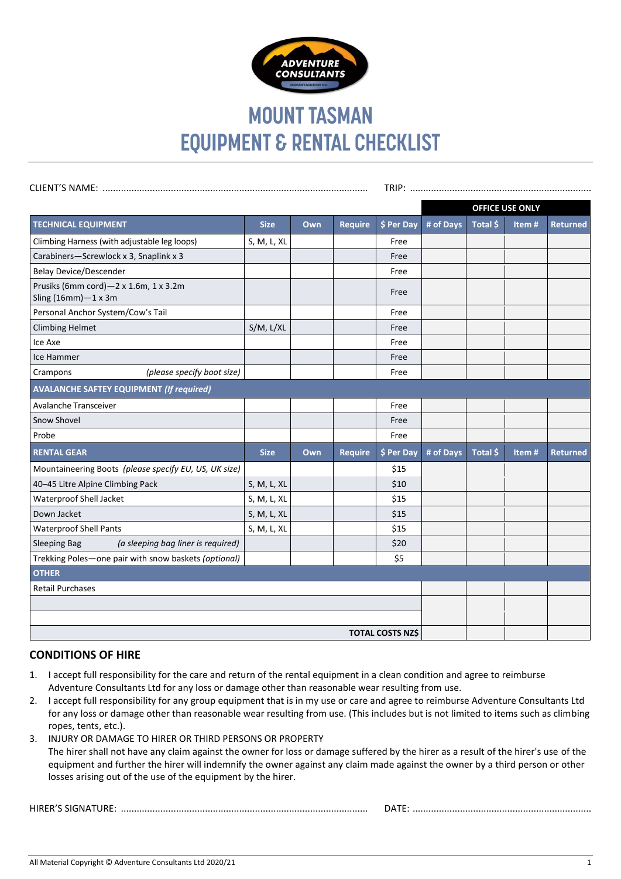# MOUNT TASMAN
# EQUIPMENT & RENTAL CHECKLIST

CLIENT'S NAME: ........................................................................................................ TRIP: ......................................................................

| | | | | | OFFICE USE ONLY | | | |
|---|---|---|---|---|---|---|---|---|
| **TECHNICAL EQUIPMENT** | **Size** | **Own** | **Require** | **$ Per Day** | **# of Days** | **Total $** | **Item #** | **Returned** |
| Climbing Harness (with adjustable leg loops) | S, M, L, XL | | | Free | | | | |
| Carabiners—Screwlock x 3, Snaplink x 3 | | | | Free | | | | |
| Belay Device/Descender | | | | Free | | | | |
| Prusiks (6mm cord)—2 x 1.6m, 1 x 3.2m Sling (16mm)—1 x 3m | | | | Free | | | | |
| Personal Anchor System/Cow's Tail | | | | Free | | | | |
| Climbing Helmet | S/M, L/XL | | | Free | | | | |
| Ice Axe | | | | Free | | | | |
| Ice Hammer | | | | Free | | | | |
| Crampons *(please specify boot size)* | | | | Free | | | | |
| **AVALANCHE SAFTEY EQUIPMENT *(If required)*** | | | | | | | | |
| Avalanche Transceiver | | | | Free | | | | |
| Snow Shovel | | | | Free | | | | |
| Probe | | | | Free | | | | |
| **RENTAL GEAR** | **Size** | **Own** | **Require** | **$ Per Day** | **# of Days** | **Total $** | **Item #** | **Returned** |
| Mountaineering Boots *(please specify EU, US, UK size)* | | | | $15 | | | | |
| 40–45 Litre Alpine Climbing Pack | S, M, L, XL | | | $10 | | | | |
| Waterproof Shell Jacket | S, M, L, XL | | | $15 | | | | |
| Down Jacket | S, M, L, XL | | | $15 | | | | |
| Waterproof Shell Pants | S, M, L, XL | | | $15 | | | | |
| Sleeping Bag *(a sleeping bag liner is required)* | | | | $20 | | | | |
| Trekking Poles—one pair with snow baskets *(optional)* | | | | $5 | | | | |
| **OTHER** | | | | | | | | |
| Retail Purchases | | | | | | | | |
| | | | | | | | | |
| | | | | | | | | |
| | | | | **TOTAL COSTS NZ$** | | | | |

## CONDITIONS OF HIRE

1. I accept full responsibility for the care and return of the rental equipment in a clean condition and agree to reimburse Adventure Consultants Ltd for any loss or damage other than reasonable wear resulting from use.
2. I accept full responsibility for any group equipment that is in my use or care and agree to reimburse Adventure Consultants Ltd for any loss or damage other than reasonable wear resulting from use. (This includes but is not limited to items such as climbing ropes, tents, etc.).
3. INJURY OR DAMAGE TO HIRER OR THIRD PERSONS OR PROPERTY
   The hirer shall not have any claim against the owner for loss or damage suffered by the hirer as a result of the hirer's use of the equipment and further the hirer will indemnify the owner against any claim made against the owner by a third person or other losses arising out of the use of the equipment by the hirer.

HIRER'S SIGNATURE: ............................................................................................ DATE: ...................................................................

All Material Copyright © Adventure Consultants Ltd 2020/21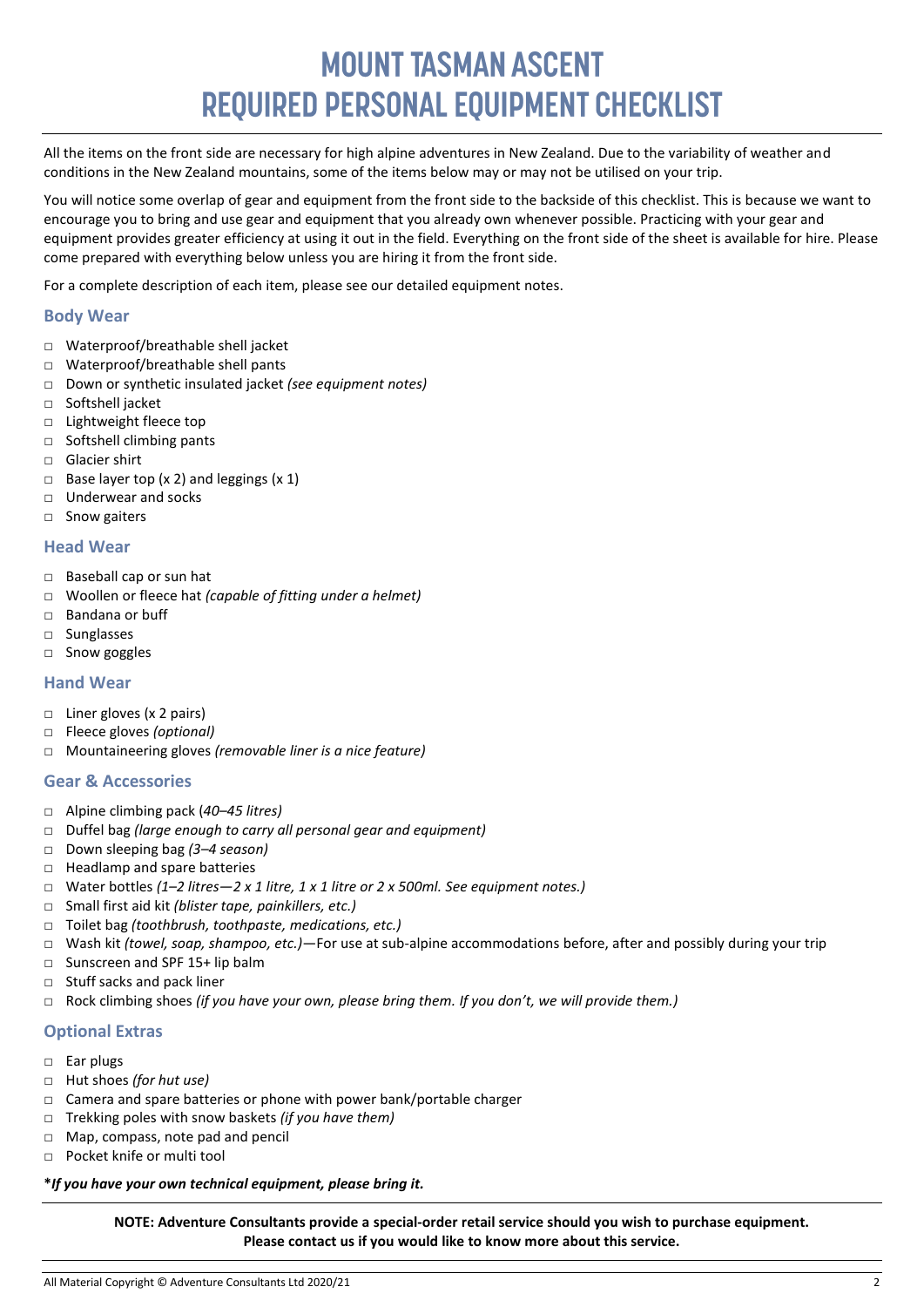# MOUNT TASMAN ASCENT
# REQUIRED PERSONAL EQUIPMENT CHECKLIST

All the items on the front side are necessary for high alpine adventures in New Zealand. Due to the variability of weather and conditions in the New Zealand mountains, some of the items below may or may not be utilised on your trip.

You will notice some overlap of gear and equipment from the front side to the backside of this checklist. This is because we want to encourage you to bring and use gear and equipment that you already own whenever possible. Practicing with your gear and equipment provides greater efficiency at using it out in the field. Everything on the front side of the sheet is available for hire. Please come prepared with everything below unless you are hiring it from the front side.

For a complete description of each item, please see our detailed equipment notes.

## Body Wear

- □ Waterproof/breathable shell jacket
- □ Waterproof/breathable shell pants
- □ Down or synthetic insulated jacket *(see equipment notes)*
- □ Softshell jacket
- □ Lightweight fleece top
- □ Softshell climbing pants
- □ Glacier shirt
- □ Base layer top (x 2) and leggings (x 1)
- □ Underwear and socks
- □ Snow gaiters

## Head Wear

- □ Baseball cap or sun hat
- □ Woollen or fleece hat *(capable of fitting under a helmet)*
- □ Bandana or buff
- □ Sunglasses
- □ Snow goggles

## Hand Wear

- □ Liner gloves (x 2 pairs)
- □ Fleece gloves *(optional)*
- □ Mountaineering gloves *(removable liner is a nice feature)*

## Gear & Accessories

- □ Alpine climbing pack (*40–45 litres)*
- □ Duffel bag *(large enough to carry all personal gear and equipment)*
- □ Down sleeping bag *(3–4 season)*
- □ Headlamp and spare batteries
- □ Water bottles *(1–2 litres—2 x 1 litre, 1 x 1 litre or 2 x 500ml. See equipment notes.)*
- □ Small first aid kit *(blister tape, painkillers, etc.)*
- □ Toilet bag *(toothbrush, toothpaste, medications, etc.)*
- □ Wash kit *(towel, soap, shampoo, etc.)*—For use at sub-alpine accommodations before, after and possibly during your trip
- □ Sunscreen and SPF 15+ lip balm
- □ Stuff sacks and pack liner
- □ Rock climbing shoes *(if you have your own, please bring them. If you don't, we will provide them.)*

## Optional Extras

- □ Ear plugs
- □ Hut shoes *(for hut use)*
- □ Camera and spare batteries or phone with power bank/portable charger
- □ Trekking poles with snow baskets *(if you have them)*
- □ Map, compass, note pad and pencil
- □ Pocket knife or multi tool

***If you have your own technical equipment, please bring it.***

**NOTE: Adventure Consultants provide a special-order retail service should you wish to purchase equipment. Please contact us if you would like to know more about this service.**

All Material Copyright © Adventure Consultants Ltd 2020/21